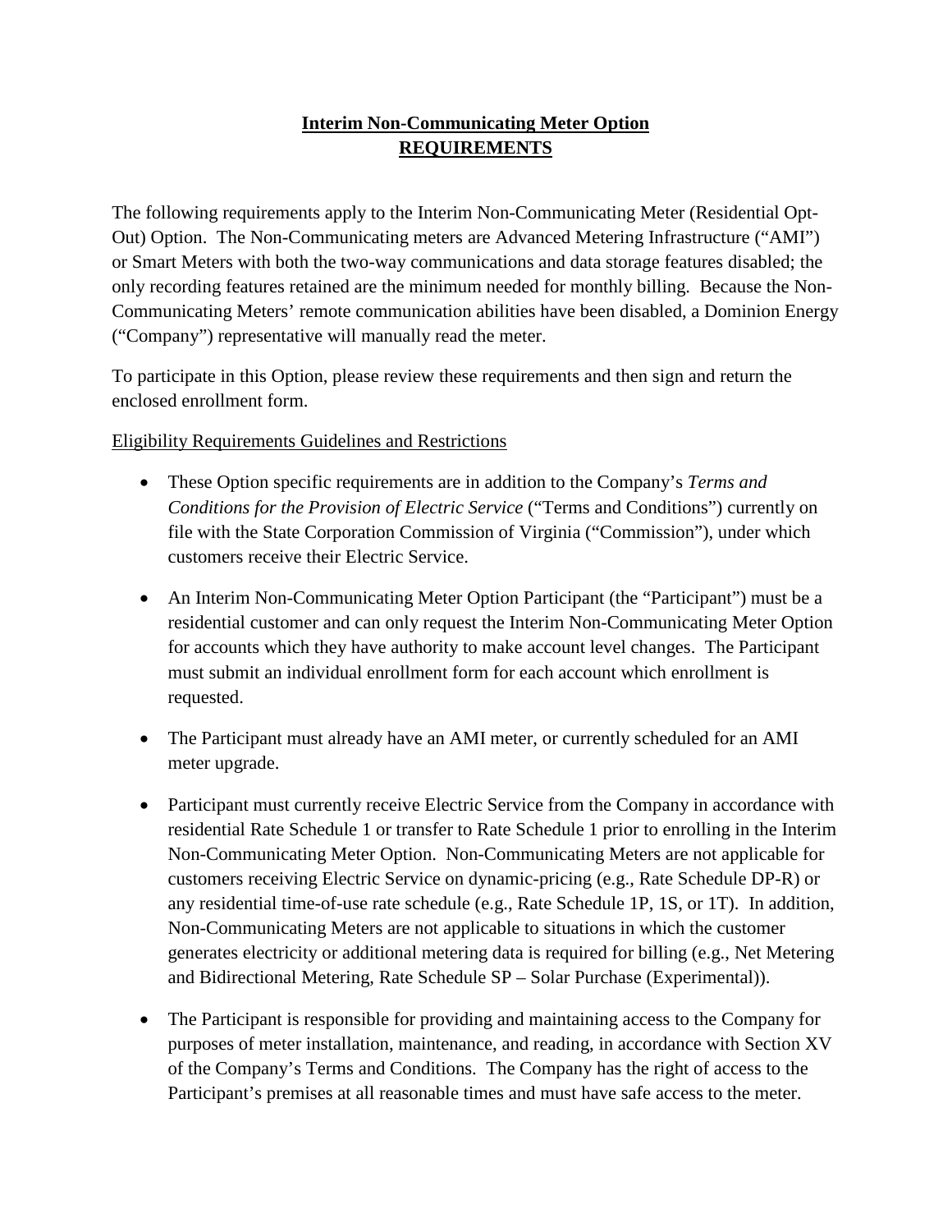# **Interim Non-Communicating Meter Option**
# **REQUIREMENTS**

The following requirements apply to the Interim Non-Communicating Meter (Residential Opt-Out) Option. The Non-Communicating meters are Advanced Metering Infrastructure ("AMI") or Smart Meters with both the two-way communications and data storage features disabled; the only recording features retained are the minimum needed for monthly billing. Because the Non-Communicating Meters' remote communication abilities have been disabled, a Dominion Energy ("Company") representative will manually read the meter.

To participate in this Option, please review these requirements and then sign and return the enclosed enrollment form.

Eligibility Requirements Guidelines and Restrictions

- These Option specific requirements are in addition to the Company's *Terms and Conditions for the Provision of Electric Service* ("Terms and Conditions") currently on file with the State Corporation Commission of Virginia ("Commission"), under which customers receive their Electric Service.

- An Interim Non-Communicating Meter Option Participant (the "Participant") must be a residential customer and can only request the Interim Non-Communicating Meter Option for accounts which they have authority to make account level changes. The Participant must submit an individual enrollment form for each account which enrollment is requested.

- The Participant must already have an AMI meter, or currently scheduled for an AMI meter upgrade.

- Participant must currently receive Electric Service from the Company in accordance with residential Rate Schedule 1 or transfer to Rate Schedule 1 prior to enrolling in the Interim Non-Communicating Meter Option. Non-Communicating Meters are not applicable for customers receiving Electric Service on dynamic-pricing (e.g., Rate Schedule DP-R) or any residential time-of-use rate schedule (e.g., Rate Schedule 1P, 1S, or 1T). In addition, Non-Communicating Meters are not applicable to situations in which the customer generates electricity or additional metering data is required for billing (e.g., Net Metering and Bidirectional Metering, Rate Schedule SP – Solar Purchase (Experimental)).

- The Participant is responsible for providing and maintaining access to the Company for purposes of meter installation, maintenance, and reading, in accordance with Section XV of the Company's Terms and Conditions. The Company has the right of access to the Participant's premises at all reasonable times and must have safe access to the meter.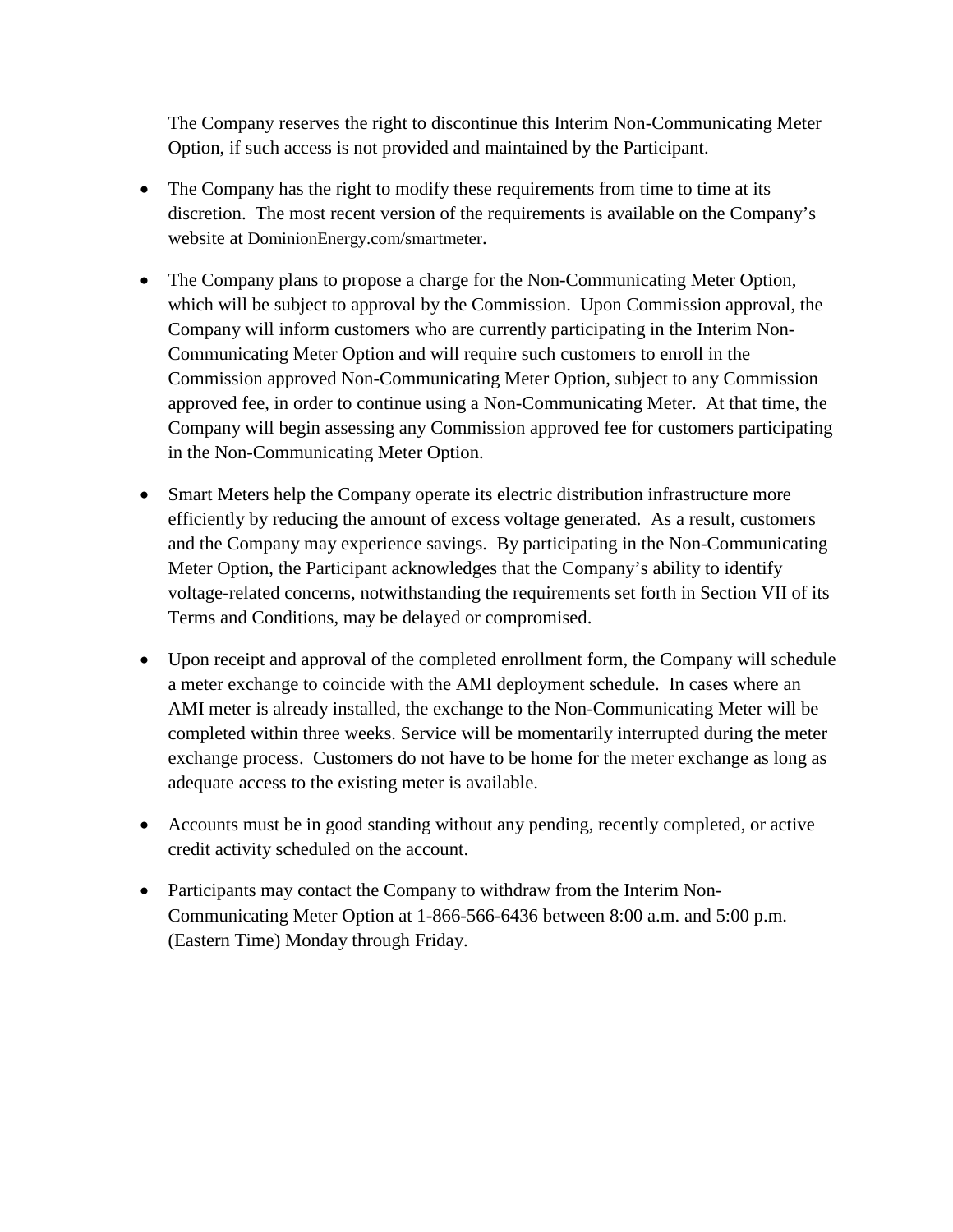The Company reserves the right to discontinue this Interim Non-Communicating Meter Option, if such access is not provided and maintained by the Participant.

- The Company has the right to modify these requirements from time to time at its discretion. The most recent version of the requirements is available on the Company's website at DominionEnergy.com/smartmeter.

- The Company plans to propose a charge for the Non-Communicating Meter Option, which will be subject to approval by the Commission. Upon Commission approval, the Company will inform customers who are currently participating in the Interim Non-Communicating Meter Option and will require such customers to enroll in the Commission approved Non-Communicating Meter Option, subject to any Commission approved fee, in order to continue using a Non-Communicating Meter. At that time, the Company will begin assessing any Commission approved fee for customers participating in the Non-Communicating Meter Option.

- Smart Meters help the Company operate its electric distribution infrastructure more efficiently by reducing the amount of excess voltage generated. As a result, customers and the Company may experience savings. By participating in the Non-Communicating Meter Option, the Participant acknowledges that the Company's ability to identify voltage-related concerns, notwithstanding the requirements set forth in Section VII of its Terms and Conditions, may be delayed or compromised.

- Upon receipt and approval of the completed enrollment form, the Company will schedule a meter exchange to coincide with the AMI deployment schedule. In cases where an AMI meter is already installed, the exchange to the Non-Communicating Meter will be completed within three weeks. Service will be momentarily interrupted during the meter exchange process. Customers do not have to be home for the meter exchange as long as adequate access to the existing meter is available.

- Accounts must be in good standing without any pending, recently completed, or active credit activity scheduled on the account.

- Participants may contact the Company to withdraw from the Interim Non-Communicating Meter Option at 1-866-566-6436 between 8:00 a.m. and 5:00 p.m. (Eastern Time) Monday through Friday.